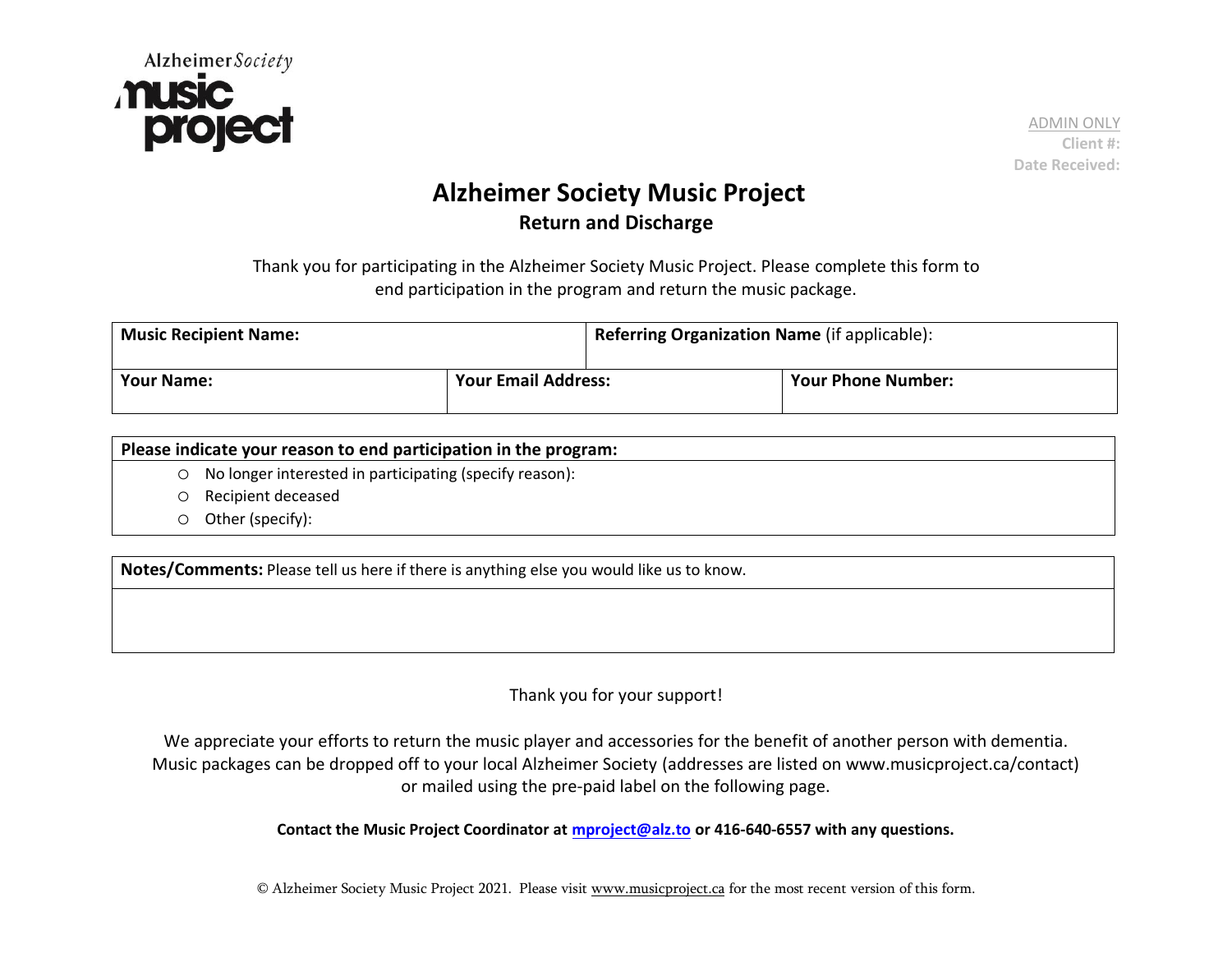Alzheimer Society music project

ADMIN ONLY
**Client #:**
**Date Received:**

# Alzheimer Society Music Project

## Return and Discharge

Thank you for participating in the Alzheimer Society Music Project. Please complete this form to end participation in the program and return the music package.

| **Music Recipient Name:** | | **Referring Organization Name** (if applicable): |
|---|---|---|
| **Your Name:** | **Your Email Address:** | **Your Phone Number:** |

**Please indicate your reason to end participation in the program:**

- ○ No longer interested in participating (specify reason):
- ○ Recipient deceased
- ○ Other (specify):

**Notes/Comments:** Please tell us here if there is anything else you would like us to know.

Thank you for your support!

We appreciate your efforts to return the music player and accessories for the benefit of another person with dementia. Music packages can be dropped off to your local Alzheimer Society (addresses are listed on www.musicproject.ca/contact) or mailed using the pre-paid label on the following page.

**Contact the Music Project Coordinator at mproject@alz.to or 416-640-6557 with any questions.**

© Alzheimer Society Music Project 2021. Please visit www.musicproject.ca for the most recent version of this form.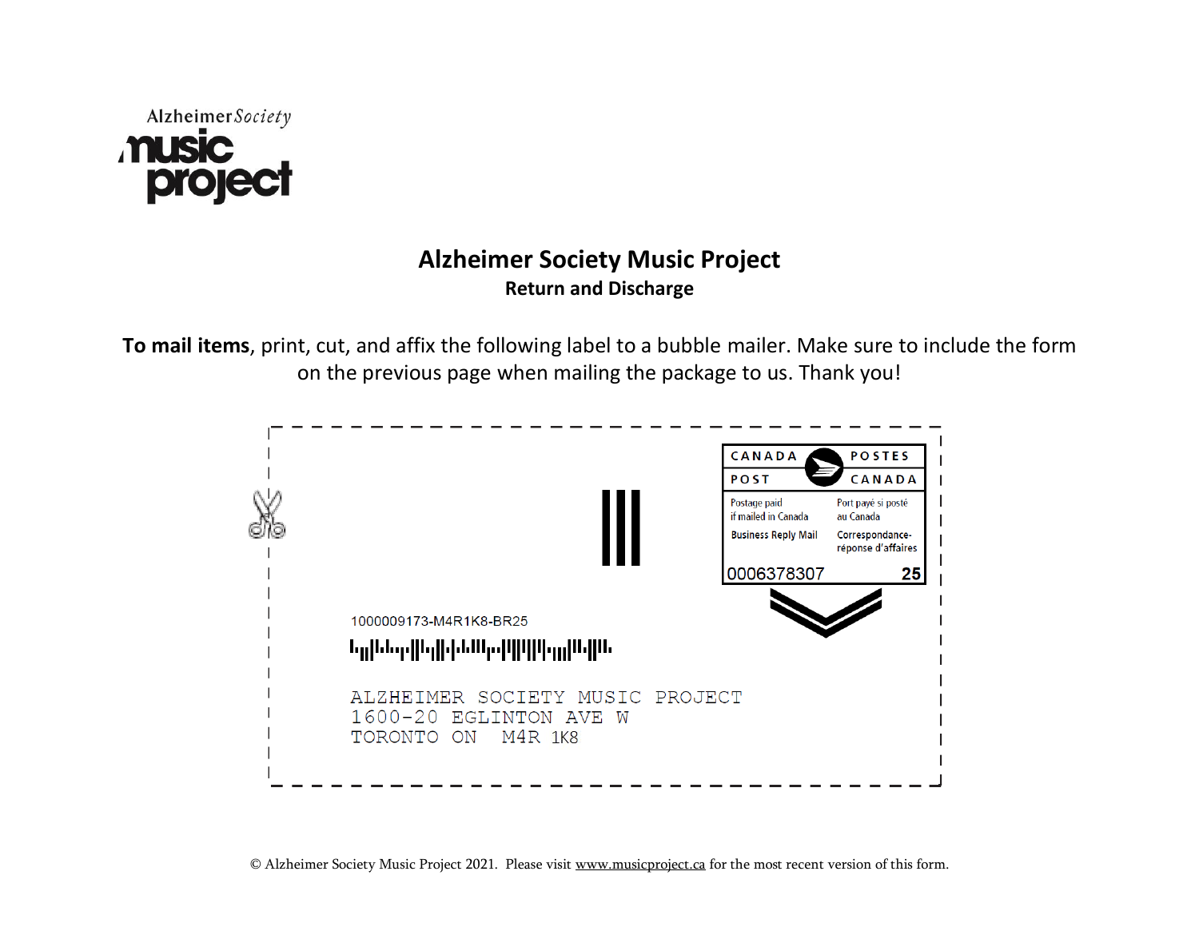Alzheimer Society
music project

# Alzheimer Society Music Project

## Return and Discharge

**To mail items**, print, cut, and affix the following label to a bubble mailer. Make sure to include the form on the previous page when mailing the package to us. Thank you!

CANADA POST | POSTES CANADA

Postage paid if mailed in Canada | Port payé si posté au Canada

Business Reply Mail | Correspondance-réponse d'affaires

0006378307 25

1000009173-M4R1K8-BR25

ALZHEIMER SOCIETY MUSIC PROJECT
1600-20 EGLINTON AVE W
TORONTO ON M4R 1K8

© Alzheimer Society Music Project 2021. Please visit www.musicproject.ca for the most recent version of this form.